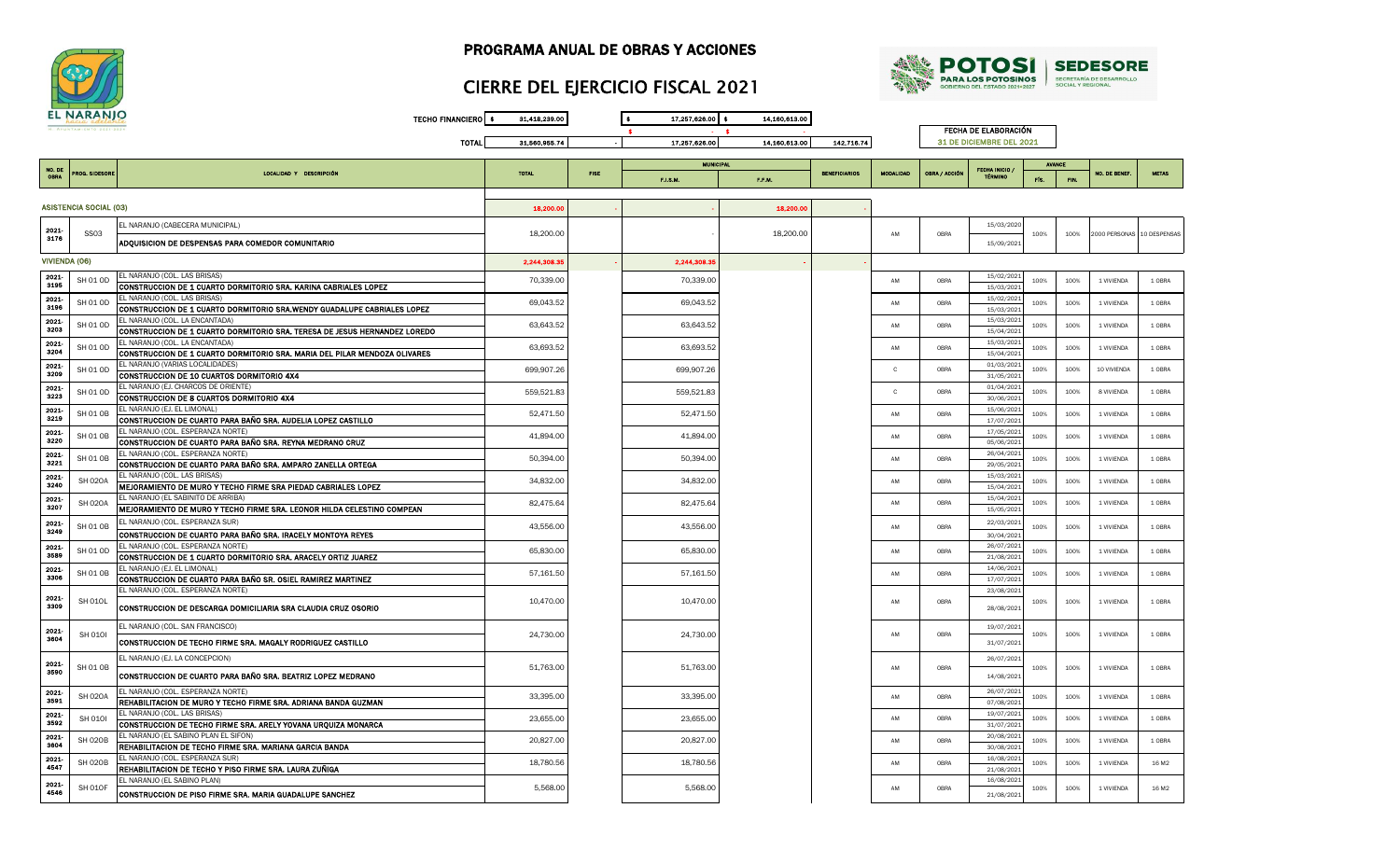# PROGRAMA ANUAL DE OBRAS Y ACCIONES

## CIERRE DEL EJERCICIO FISCAL 2021

EL NARANJO

POTOSÍ PARA LOS POTOSINOS GOBIERNO DEL ESTADO 2021-2027 | SEDESORE SECRETARÍA DE DESARROLLO SOCIAL Y REGIONAL

| | | | | |
|---|---|---|---|---|
| TECHO FINANCIERO | $ 31,418,239.00 | | $ 17,257,626.00 | $ 14,160,613.00 |
| | | | $ - | $ - |
| TOTAL | 31,560,955.74 | - | 17,257,626.00 | 14,160,613.00 | 142,716.74 |

FECHA DE ELABORACIÓN: 31 DE DICIEMBRE DEL 2021

| NO. DE OBRA | PROG. SEDESORE | LOCALIDAD Y DESCRIPCIÓN | TOTAL | FISE | MUNICIPAL | | BENEFICIARIOS | MODALIDAD | OBRA / ACCIÓN | FECHA INICIO / TÉRMINO | AVANCE | | NO. DE BENEF. | METAS |
|---|---|---|---|---|---|---|---|---|---|---|---|---|---|---|
| | | | | | F.I.S.M. | F.F.M. | | | | | FÍS. | FIN. | | |
| **ASISTENCIA SOCIAL (03)** | | | **18,200.00** | - | - | **18,200.00** | - | | | | | | | |
| 2021-3176 | SS03 | EL NARANJO (CABECERA MUNICIPAL) / ADQUISICION DE DESPENSAS PARA COMEDOR COMUNITARIO | 18,200.00 | | - | 18,200.00 | | AM | OBRA | 15/03/2020 / 15/09/2021 | 100% | 100% | 2000 PERSONAS | 10 DESPENSAS |
| **VIVIENDA (06)** | | | **2,244,308.35** | - | **2,244,308.35** | - | - | | | | | | | |
| 2021-3195 | SH 01 OD | EL NARANJO (COL. LAS BRISAS) / CONSTRUCCION DE 1 CUARTO DORMITORIO SRA. KARINA CABRIALES LOPEZ | 70,339.00 | | 70,339.00 | | | AM | OBRA | 15/02/2021 / 15/03/2021 | 100% | 100% | 1 VIVIENDA | 1 OBRA |
| 2021-3196 | SH 01 OD | EL NARANJO (COL. LAS BRISAS) / CONSTRUCCION DE 1 CUARTO DORMITORIO SRA.WENDY GUADALUPE CABRIALES LOPEZ | 69,043.52 | | 69,043.52 | | | AM | OBRA | 15/02/2021 / 15/03/2021 | 100% | 100% | 1 VIVIENDA | 1 OBRA |
| 2021-3203 | SH 01 OD | EL NARANJO (COL. LA ENCANTADA) / CONSTRUCCION DE 1 CUARTO DORMITORIO SRA. TERESA DE JESUS HERNANDEZ LOREDO | 63,643.52 | | 63,643.52 | | | AM | OBRA | 15/03/2021 / 15/04/2021 | 100% | 100% | 1 VIVIENDA | 1 OBRA |
| 2021-3204 | SH 01 OD | EL NARANJO (COL. LA ENCANTADA) / CONSTRUCCION DE 1 CUARTO DORMITORIO SRA. MARIA DEL PILAR MENDOZA OLIVARES | 63,693.52 | | 63,693.52 | | | AM | OBRA | 15/03/2021 / 15/04/2021 | 100% | 100% | 1 VIVIENDA | 1 OBRA |
| 2021-3209 | SH 01 OD | EL NARANJO (VARIAS LOCALIDADES) / CONSTRUCCION DE 10 CUARTOS DORMITORIO 4X4 | 699,907.26 | | 699,907.26 | | | C | OBRA | 01/03/2021 / 31/05/2021 | 100% | 100% | 10 VIVIENDA | 1 OBRA |
| 2021-3223 | SH 01 OD | EL NARANJO (EJ. CHARCOS DE ORIENTE) / CONSTRUCCION DE 8 CUARTOS DORMITORIO 4X4 | 559,521.83 | | 559,521.83 | | | C | OBRA | 01/04/2021 / 30/06/2021 | 100% | 100% | 8 VIVIENDA | 1 OBRA |
| 2021-3219 | SH 01 OB | EL NARANJO (EJ. EL LIMONAL) / CONSTRUCCION DE CUARTO PARA BAÑO SRA. AUDELIA LOPEZ CASTILLO | 52,471.50 | | 52,471.50 | | | AM | OBRA | 15/06/2021 / 17/07/2021 | 100% | 100% | 1 VIVIENDA | 1 OBRA |
| 2021-3220 | SH 01 OB | EL NARANJO (COL. ESPERANZA NORTE) / CONSTRUCCION DE CUARTO PARA BAÑO SRA. REYNA MEDRANO CRUZ | 41,894.00 | | 41,894.00 | | | AM | OBRA | 17/05/2021 / 05/06/2021 | 100% | 100% | 1 VIVIENDA | 1 OBRA |
| 2021-3221 | SH 01 OB | EL NARANJO (COL. ESPERANZA NORTE) / CONSTRUCCION DE CUARTO PARA BAÑO SRA. AMPARO ZANELLA ORTEGA | 50,394.00 | | 50,394.00 | | | AM | OBRA | 26/04/2021 / 29/05/2021 | 100% | 100% | 1 VIVIENDA | 1 OBRA |
| 2021-3240 | SH 020A | EL NARANJO (COL. LAS BRISAS) / MEJORAMIENTO DE MURO Y TECHO FIRME SRA PIEDAD CABRIALES LOPEZ | 34,832.00 | | 34,832.00 | | | AM | OBRA | 15/03/2021 / 15/04/2021 | 100% | 100% | 1 VIVIENDA | 1 OBRA |
| 2021-3207 | SH 020A | EL NARANJO (EL SABINITO DE ARRIBA) / MEJORAMIENTO DE MURO Y TECHO FIRME SRA. LEONOR HILDA CELESTINO COMPEAN | 82,475.64 | | 82,475.64 | | | AM | OBRA | 15/04/2021 / 15/05/2021 | 100% | 100% | 1 VIVIENDA | 1 OBRA |
| 2021-3249 | SH 01 OB | EL NARANJO (COL. ESPERANZA SUR) / CONSTRUCCION DE CUARTO PARA BAÑO SRA. IRACELY MONTOYA REYES | 43,556.00 | | 43,556.00 | | | AM | OBRA | 22/03/2021 / 30/04/2021 | 100% | 100% | 1 VIVIENDA | 1 OBRA |
| 2021-3589 | SH 01 OD | EL NARANJO (COL. ESPERANZA NORTE) / CONSTRUCCION DE 1 CUARTO DORMITORIO SRA. ARACELY ORTIZ JUAREZ | 65,830.00 | | 65,830.00 | | | AM | OBRA | 26/07/2021 / 21/08/2021 | 100% | 100% | 1 VIVIENDA | 1 OBRA |
| 2021-3306 | SH 01 OB | EL NARANJO (EJ. EL LIMONAL) / CONSTRUCCION DE CUARTO PARA BAÑO SR. OSIEL RAMIREZ MARTINEZ | 57,161.50 | | 57,161.50 | | | AM | OBRA | 14/06/2021 / 17/07/2021 | 100% | 100% | 1 VIVIENDA | 1 OBRA |
| 2021-3309 | SH 010L | EL NARANJO (COL. ESPERANZA NORTE) / CONSTRUCCION DE DESCARGA DOMICILIARIA SRA CLAUDIA CRUZ OSORIO | 10,470.00 | | 10,470.00 | | | AM | OBRA | 23/08/2021 / 28/08/2021 | 100% | 100% | 1 VIVIENDA | 1 OBRA |
| 2021-3604 | SH 010I | EL NARANJO (COL. SAN FRANCISCO) / CONSTRUCCION DE TECHO FIRME SRA. MAGALY RODRIGUEZ CASTILLO | 24,730.00 | | 24,730.00 | | | AM | OBRA | 19/07/2021 / 31/07/2021 | 100% | 100% | 1 VIVIENDA | 1 OBRA |
| 2021-3590 | SH 01 OB | EL NARANJO (EJ. LA CONCEPCION) / CONSTRUCCION DE CUARTO PARA BAÑO SRA. BEATRIZ LOPEZ MEDRANO | 51,763.00 | | 51,763.00 | | | AM | OBRA | 26/07/2021 / 14/08/2021 | 100% | 100% | 1 VIVIENDA | 1 OBRA |
| 2021-3591 | SH 020A | EL NARANJO (COL. ESPERANZA NORTE) / REHABILITACION DE MURO Y TECHO FIRME SRA. ADRIANA BANDA GUZMAN | 33,395.00 | | 33,395.00 | | | AM | OBRA | 26/07/2021 / 07/08/2021 | 100% | 100% | 1 VIVIENDA | 1 OBRA |
| 2021-3592 | SH 010I | EL NARANJO (COL. LAS BRISAS) / CONSTRUCCION DE TECHO FIRME SRA. ARELY YOVANA URQUIZA MONARCA | 23,655.00 | | 23,655.00 | | | AM | OBRA | 19/07/2021 / 31/07/2021 | 100% | 100% | 1 VIVIENDA | 1 OBRA |
| 2021-3604 | SH 020B | EL NARANJO (EL SABINO PLAN EL SIFON) / REHABILITACION DE TECHO FIRME SRA. MARIANA GARCIA BANDA | 20,827.00 | | 20,827.00 | | | AM | OBRA | 20/08/2021 / 30/08/2021 | 100% | 100% | 1 VIVIENDA | 1 OBRA |
| 2021-4547 | SH 020B | EL NARANJO (COL. ESPERANZA SUR) / REHABILITACION DE TECHO Y PISO FIRME SRA. LAURA ZUÑIGA | 18,780.56 | | 18,780.56 | | | AM | OBRA | 16/08/2021 / 21/08/2021 | 100% | 100% | 1 VIVIENDA | 16 M2 |
| 2021-4546 | SH 010F | EL NARANJO (EL SABINO PLAN) / CONSTRUCCION DE PISO FIRME SRA. MARIA GUADALUPE SANCHEZ | 5,568.00 | | 5,568.00 | | | AM | OBRA | 16/08/2021 / 21/08/2021 | 100% | 100% | 1 VIVIENDA | 16 M2 |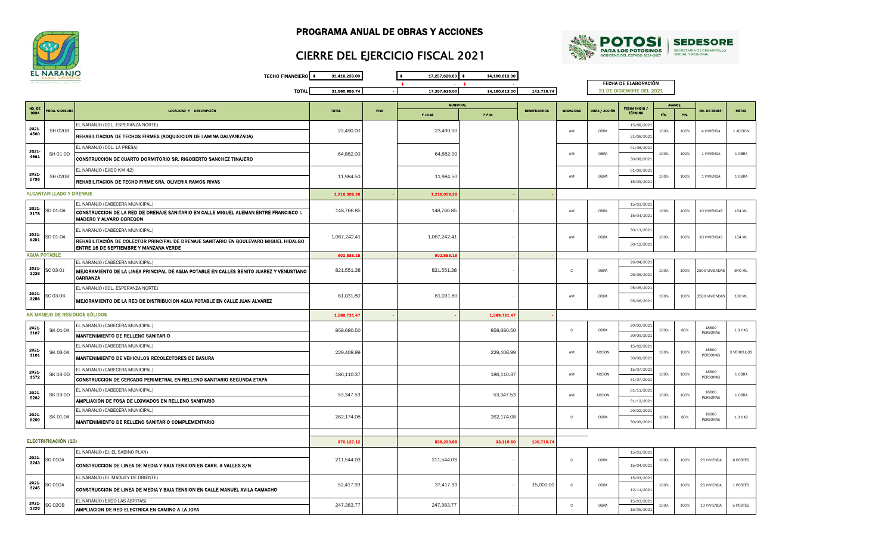# PROGRAMA ANUAL DE OBRAS Y ACCIONES

## CIERRE DEL EJERCICIO FISCAL 2021

| | | | | |
|---|---|---|---|---|
| TECHO FINANCIERO | $ 31,418,239.00 | $ 17,257,626.00 | $ 14,160,613.00 | |
| | | $ - | $ - | |
| TOTAL | 31,560,955.74 | - 17,257,626.00 | 14,160,613.00 | 142,716.74 |

FECHA DE ELABORACIÓN: 31 DE DICIEMBRE DEL 2021

| NO. DE OBRA | PROG. SIDESORE | LOCALIDAD Y DESCRIPCIÓN | TOTAL | FISE | MUNICIPAL F.I.S.M. | MUNICIPAL F.F.M. | BENEFICIARIOS | MODALIDAD | OBRA / ACCIÓN | FECHA INICIO / TÉRMINO | AVANCE FÍS. | AVANCE FIN. | NO. DE BENEF. | METAS |
|---|---|---|---|---|---|---|---|---|---|---|---|---|---|---|
| 2021-4560 | SH 020B | EL NARANJO (COL. ESPERANZA NORTE) REHABILITACION DE TECHOS FIRMES (ADQUISICION DE LAMINA GALVANIZADA) | 23,490.00 | | 23,490.00 | | | AM | OBRA | 15/08/2021 31/08/2021 | 100% | 100% | 4 VIVIENDA | 1 ACCION |
| 2021-4561 | SH 01 OD | EL NARANJO (COL. LA PRESA) CONSTRUCCION DE CUARTO DORMITORIO SR. RIGOBERTO SANCHEZ TINAJERO | 64,882.00 | | 64,882.00 | | | AM | OBRA | 01/08/2021 30/08/2021 | 100% | 100% | 1 VIVIENDA | 1 OBRA |
| 2021-5796 | SH 020B | EL NARANJO (EJIDO KM 42) REHABILITACION DE TECHO FIRME SRA. OLIVERIA RAMOS RIVAS | 11,984.50 | | 11,984.50 | | | AM | OBRA | 01/09/2021 15/09/2021 | 100% | 100% | 1 VIVIENDA | 1 OBRA |
| **ALCANTARILLADO Y DRENAJE** | | | **1,216,009.26** | **-** | **1,216,009.26** | **-** | **-** | | | | | | | |
| 2021-3178 | SD 01-OA | EL NARANJO (CABECERA MUNICIPAL) CONSTRUCCION DE LA RED DE DRENAJE SANITARIO EN CALLE MIGUEL ALEMAN ENTRE FRANCISCO I. MADERO Y ALVARO OBREGON | 148,766.85 | | 148,766.85 | - | | AM | OBRA | 15/03/2021 15/04/2021 | 100% | 100% | 10 VIVIENDAS | 154 ML |
| 2021-5251 | SD 01-OA | EL NARANJO (CABECERA MUNICIPAL) REHABILITACIÓN DE COLECTOR PRINCIPAL DE DRENAJE SANITARIO EN BOULEVARD MIGUEL HIDALGO ENTRE 16 DE SEPTIEMBRE Y MANZANA VERDE | 1,067,242.41 | | 1,067,242.41 | - | | AM | OBRA | 30/11/2021 30/12/2021 | 100% | 100% | 10 VIVIENDAS | 154 ML |
| **AGUA POTABLE** | | | **902,583.18** | **-** | **902,583.18** | **-** | **-** | | | | | | | |
| 2021-3236 | SC 03-OJ | EL NARANJO (CABECERA MUNICIPAL) MEJORAMIENTO DE LA LINEA PRINCIPAL DE AGUA POTABLE EN CALLES BENITO JUAREZ Y VENUSTIANO CARRANZA | 821,551.38 | | 821,551.38 | - | | C | OBRA | 26/04/2021 26/05/2021 | 100% | 100% | 2500 VIVIENDAS | 840 ML |
| 2021-3286 | SC 03-OK | EL NARANJO (COL. ESPERANZA NORTE) MEJORAMIENTO DE LA RED DE DISTRIBUCION AGUA POTABLE EN CALLE JUAN ALVAREZ | 81,031.80 | | 81,031.80 | - | | AM | OBRA | 05/05/2021 05/06/2021 | 100% | 100% | 2500 VIVIENDAS | 100 ML |
| **SK MANEJO DE RESIDUOS SÓLIDOS** | | | **1,589,721.47** | **-** | **-** | **1,589,721.47** | **-** | | | | | | | |
| 2021-3187 | SK 01-OA | EL NARANJO (CABECERA MUNICIPAL) MANTENIMIENTO DE RELLENO SANITARIO | 858,680.50 | | | 858,680.50 | | C | OBRA | 20/02/2021 30/09/2021 | 100% | 80% | 18600 PERSONAS | 1.3 HAS |
| 2021-3161 | SK 03-OA | EL NARANJO (CABECERA MUNICIPAL) MANTENIMIENTO DE VEHICULOS RECOLECTORES DE BASURA | 229,408.99 | | | 229,408.99 | | AM | ACCION | 15/02/2021 30/09/2021 | 100% | 100% | 18600 PERSONAS | 3 VEHICULOS |
| 2021-3572 | SK 03-OD | EL NARANJO (CABECERA MUNICIPAL) CONSTRUCCION DE CERCADO PERIMETRAL EN RELLENO SANITARIO SEGUNDA ETAPA | 186,110.37 | | | 186,110.37 | | AM | ACCION | 15/07/2021 31/07/2021 | 100% | 100% | 18600 PERSONAS | 1 OBRA |
| 2021-5262 | SK 03-OD | EL NARANJO (CABECERA MUNICIPAL) AMPLIACION DE FOSA DE LIXIVIADOS EN RELLENO SANITARIO | 53,347.53 | | | 53,347.53 | | AM | ACCION | 01/11/2021 31/12/2021 | 100% | 100% | 18600 PERSONAS | 1 OBRA |
| 2021-5209 | SK 01-OA | EL NARANJO (CABECERA MUNICIPAL) MANTENIMIENTO DE RELLENO SANITARIO COMPLEMENTARIO | 262,174.08 | | | 262,174.08 | | C | OBRA | 20/02/2021 30/09/2021 | 100% | 80% | 18600 PERSONAS | 1.3 HAS |
| **ELECTRIFICACIÓN (10)** | | | **970,127.12** | **-** | **836,290.88** | **33,119.50** | **100,716.74** | | | | | | | |
| 2021-3243 | SG 010A | EL NARANJO (EJ. EL SABINO PLAN) CONSTRUCCION DE LINEA DE MEDIA Y BAJA TENSION EN CARR. A VALLES S/N | 211,544.03 | | 211,544.03 | - | | C | OBRA | 15/03/2021 15/04/2021 | 100% | 100% | 25 VIVIENDA | 8 POSTES |
| 2021-3245 | SG 010A | EL NARANJO (EJ. MAGUEY DE ORIENTE) CONSTRUCCION DE LINEA DE MEDIA Y BAJA TENSION EN CALLE MANUEL AVILA CAMACHO | 52,417.93 | | 37,417.93 | - | 15,000.00 | C | OBRA | 15/03/2021 12/11/2021 | 100% | 100% | 25 VIVIENDA | 1 POSTES |
| 2021-3226 | SG 020B | EL NARANJO (EJIDO LAS ABRITAS) AMPLIACION DE RED ELECTRICA EN CAMINO A LA JOYA | 247,383.77 | | 247,383.77 | - | | C | OBRA | 15/03/2021 15/05/2021 | 100% | 100% | 10 VIVIENDA | 5 POSTES |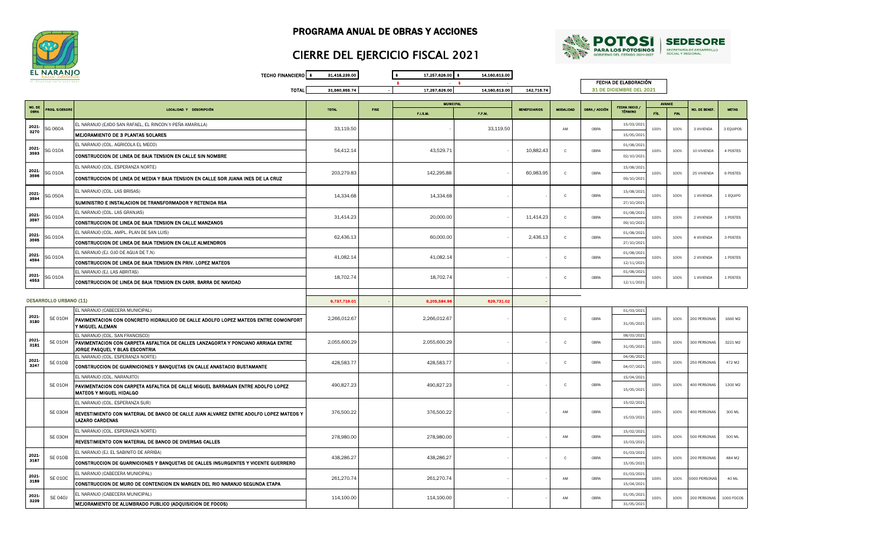# PROGRAMA ANUAL DE OBRAS Y ACCIONES

## CIERRE DEL EJERCICIO FISCAL 2021

| | | | | |
|---|---|---|---|---|
| TECHO FINANCIERO | $ 31,418,239.00 | | $ 17,257,626.00 | $ 14,160,613.00 |
| | | | $ - | $ - |
| TOTAL | 31,560,955.74 | - | 17,257,626.00 | 14,160,613.00 | 142,716.74 |

FECHA DE ELABORACIÓN
31 DE DICIEMBRE DEL 2021

| NO. DE OBRA | PROG. SIDESORE | LOCALIDAD Y DESCRIPCIÓN | TOTAL | FISE | MUNICIPAL F.I.S.M. | MUNICIPAL F.F.M. | BENEFICIARIOS | MODALIDAD | OBRA / ACCIÓN | FECHA INICIO / TÉRMINO | AVANCE FÍS. | AVANCE FIN. | NO. DE BENEF. | METAS |
|---|---|---|---|---|---|---|---|---|---|---|---|---|---|---|
| 2021-3270 | SG 060A | EL NARANJO (EJIDO SAN RAFAEL, EL RINCON Y PEÑA AMARILLA) **MEJORAMIENTO DE 3 PLANTAS SOLARES** | 33,119.50 | | - | 33,119.50 | | AM | OBRA | 15/03/2021 15/05/2021 | 100% | 100% | 3 VIVIENDA | 3 EQUIPOS |
| 2021-3593 | SG 010A | EL NARANJO (COL. AGRICOLA EL MECO) **CONSTRUCCION DE LINEA DE BAJA TENSION EN CALLE SIN NOMBRE** | 54,412.14 | | 43,529.71 | - | 10,882.43 | C | OBRA | 01/08/2021 02/10/2021 | 100% | 100% | 10 VIVIENDA | 4 POSTES |
| 2021-3596 | SG 010A | EL NARANJO (COL. ESPERANZA NORTE) **CONSTRUCCION DE LINEA DE MEDIA Y BAJA TENSION EN CALLE SOR JUANA INES DE LA CRUZ** | 203,279.83 | | 142,295.88 | - | 60,983.95 | C | OBRA | 15/08/2021 09/10/2021 | 100% | 100% | 25 VIVIENDA | 6 POSTES |
| 2021-3594 | SG 050A | EL NARANJO (COL. LAS BRISAS) **SUMINISTRO E INSTALACION DE TRANSFORMADOR Y RETENIDA RSA** | 14,334.68 | | 14,334.68 | - | - | C | OBRA | 15/08/2021 27/10/2021 | 100% | 100% | 1 VIVIENDA | 1 EQUIPO |
| 2021-3597 | SG 010A | EL NARANJO (COL. LAS GRANJAS) **CONSTRUCCION DE LINEA DE BAJA TENSION EN CALLE MANZANOS** | 31,414.23 | | 20,000.00 | - | 11,414.23 | C | OBRA | 01/08/2021 09/10/2021 | 100% | 100% | 2 VIVIENDA | 1 POSTES |
| 2021-3595 | SG 010A | EL NARANJO (COL. AMPL. PLAN DE SAN LUIS) **CONSTRUCCION DE LINEA DE BAJA TENSION EN CALLE ALMENDROS** | 62,436.13 | | 60,000.00 | - | 2,436.13 | C | OBRA | 01/08/2021 27/10/2021 | 100% | 100% | 4 VIVIENDA | 3 POSTES |
| 2021-4594 | SG 010A | EL NARANJO (EJ. OJO DE AGUA DE T.N) **CONSTRUCCION DE LINEA DE BAJA TENSION EN PRIV. LOPEZ MATEOS** | 41,082.14 | | 41,082.14 | - | - | C | OBRA | 01/08/2021 12/11/2021 | 100% | 100% | 2 VIVIENDA | 1 POSTES |
| 2021-4553 | SG 010A | EL NARANJO (EJ. LAS ABRITAS) **CONSTRUCCION DE LINEA DE BAJA TENSION EN CARR. BARRA DE NAVIDAD** | 18,702.74 | | 18,702.74 | - | - | C | OBRA | 01/08/2021 12/11/2021 | 100% | 100% | 1 VIVIENDA | 1 POSTES |
| | | **DESARROLLO URBANO (11)** | 9,737,719.01 | - | 9,205,584.96 | 629,731.02 | - | | | | | | | |
| 2021-3180 | SE 010H | EL NARANJO (CABECERA MUNICIPAL) **PAVIMENTACION CON CONCRETO HIDRAULICO DE CALLE ADOLFO LOPEZ MATEOS ENTRE COMONFORT Y MIGUEL ALEMAN** | 2,266,012.67 | | 2,266,012.67 | - | - | C | OBRA | 01/03/2021 31/05/2021 | 100% | 100% | 200 PERSONAS | 1660 M2 |
| 2021-3181 | SE 010H | EL NARANJO (COL. SAN FRANCISCO) **PAVIMENTACION CON CARPETA ASFALTICA DE CALLES LANZAGORTA Y PONCIANO ARRIAGA ENTRE JORGE PASQUEL Y BLAS ESCONTRIA** | 2,055,600.29 | | 2,055,600.29 | - | - | C | OBRA | 08/03/2021 31/05/2021 | 100% | 100% | 300 PERSONAS | 3221 M2 |
| 2021-3247 | SE 010B | EL NARANJO (COL. ESPERANZA NORTE) **CONSTRUCCION DE GUARNICIONES Y BANQUETAS EN CALLE ANASTACIO BUSTAMANTE** | 428,583.77 | | 428,583.77 | - | - | C | OBRA | 04/06/2021 04/07/2021 | 100% | 100% | 250 PERSONAS | 472 M2 |
| | SE 010H | EL NARANJO (COL. NARANJITO) **PAVIMENTACION CON CARPETA ASFALTICA DE CALLE MIGUEL BARRAGAN ENTRE ADOLFO LOPEZ MATEOS Y MIGUEL HIDALGO** | 490,827.23 | | 490,827.23 | - | - | C | OBRA | 15/04/2021 15/05/2021 | 100% | 100% | 400 PERSONAS | 1300 M2 |
| | SE 030H | EL NARANJO (COL. ESPERANZA SUR) **REVESTIMIENTO CON MATERIAL DE BANCO DE CALLE JUAN ALVAREZ ENTRE ADOLFO LOPEZ MATEOS Y LAZARO CARDENAS** | 376,500.22 | | 376,500.22 | - | - | AM | OBRA | 15/02/2021 15/03/2021 | 100% | 100% | 400 PERSONAS | 300 ML |
| | SE 030H | EL NARANJO (COL. ESPERANZA NORTE) **REVESTIMIENTO CON MATERIAL DE BANCO DE DIVERSAS CALLES** | 278,980.00 | | 278,980.00 | - | - | AM | OBRA | 15/02/2021 15/03/2021 | 100% | 100% | 500 PERSONAS | 500 ML |
| 2021-3187 | SE 010B | EL NARANJO (EJ. EL SABINITO DE ARRIBA) **CONSTRUCCION DE GUARNICIONES Y BANQUETAS DE CALLES INSURGENTES Y VICENTE GUERRERO** | 438,286.27 | | 438,286.27 | - | - | C | OBRA | 01/03/2021 15/05/2021 | 100% | 100% | 200 PERSONAS | 484 M2 |
| 2021-3189 | SE 010C | EL NARANJO (CABECERA MUNICIPAL) **CONSTRUCCION DE MURO DE CONTENCION EN MARGEN DEL RIO NARANJO SEGUNDA ETAPA** | 261,270.74 | | 261,270.74 | - | - | AM | OBRA | 01/03/2021 15/04/2021 | 100% | 100% | 5000 PERSONAS | 40 ML |
| 2021-3239 | SE 040J | EL NARANJO (CABECERA MUNICIPAL) **MEJORAMIENTO DE ALUMBRADO PUBLICO (ADQUISICION DE FOCOS)** | 114,100.00 | | 114,100.00 | - | - | AM | OBRA | 01/05/2021 31/05/2021 | 100% | 100% | 200 PERSONAS | 1000 FOCOS |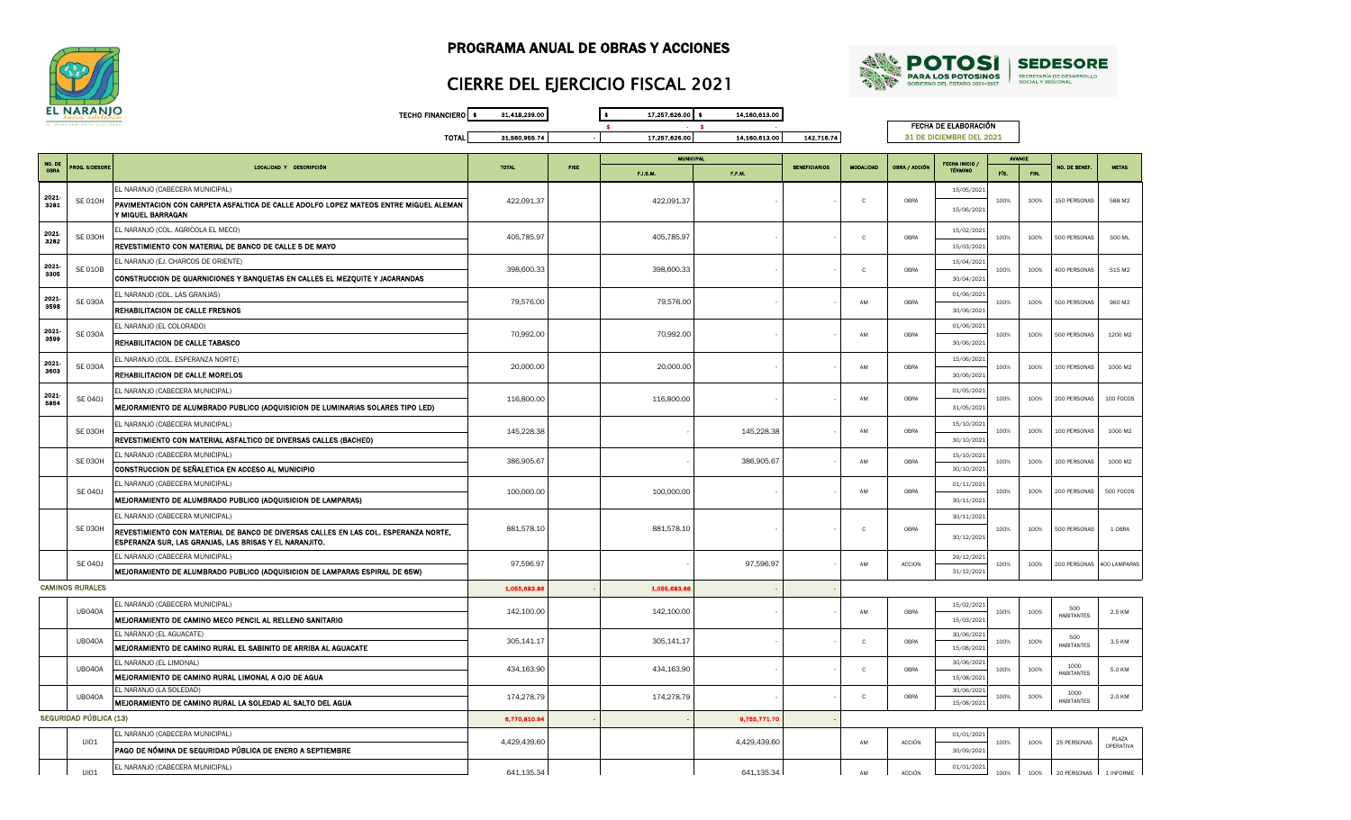# PROGRAMA ANUAL DE OBRAS Y ACCIONES

## CIERRE DEL EJERCICIO FISCAL 2021

| | | | | |
|---|---|---|---|---|
| TECHO FINANCIERO | $ 31,418,239.00 | | $ 17,257,626.00 | $ 14,160,613.00 |
| | | | $ - | $ - |
| TOTAL | 31,560,955.74 | - | 17,257,626.00 | 14,160,613.00 | 142,716.74 |

FECHA DE ELABORACIÓN
31 DE DICIEMBRE DEL 2021

| NO. DE OBRA | PROG. SEDESORE | LOCALIDAD Y DESCRIPCIÓN | TOTAL | FISE | MUNICIPAL | | BENEFICIARIOS | MODALIDAD | OBRA / ACCIÓN | FECHA INICIO / TÉRMINO | AVANCE | | NO. DE BENEF. | METAS |
|---|---|---|---|---|---|---|---|---|---|---|---|---|---|---|
| | | | | | F.I.S.M. | F.F.M. | | | | | FÍS. | FIN. | | |
| 2021-3281 | SE 010H | EL NARANJO (CABECERA MUNICIPAL)<br>**PAVIMENTACION CON CARPETA ASFALTICA DE CALLE ADOLFO LOPEZ MATEOS ENTRE MIGUEL ALEMAN Y MIGUEL BARRAGAN** | 422,091.37 | | 422,091.37 | - | - | C | OBRA | 15/05/2021<br>15/06/2021 | 100% | 100% | 150 PERSONAS | 588 M2 |
| 2021-3282 | SE 030H | EL NARANJO (COL. AGRICOLA EL MECO)<br>**REVESTIMIENTO CON MATERIAL DE BANCO DE CALLE 5 DE MAYO** | 405,785.97 | | 405,785.97 | - | - | C | OBRA | 15/02/2021<br>15/03/2021 | 100% | 100% | 500 PERSONAS | 500 ML |
| 2021-3305 | SE 010B | EL NARANJO (EJ. CHARCOS DE ORIENTE)<br>**CONSTRUCCION DE GUARNICIONES Y BANQUETAS EN CALLES EL MEZQUITE Y JACARANDAS** | 398,600.33 | | 398,600.33 | - | - | C | OBRA | 15/04/2021<br>30/04/2021 | 100% | 100% | 400 PERSONAS | 515 M2 |
| 2021-3598 | SE 030A | EL NARANJO (COL. LAS GRANJAS)<br>**REHABILITACION DE CALLE FRESNOS** | 79,576.00 | | 79,576.00 | - | - | AM | OBRA | 01/06/2021<br>30/06/2021 | 100% | 100% | 500 PERSONAS | 960 M2 |
| 2021-3599 | SE 030A | EL NARANJO (EL COLORADO)<br>**REHABILITACION DE CALLE TABASCO** | 70,992.00 | | 70,992.00 | - | - | AM | OBRA | 01/06/2021<br>30/06/2021 | 100% | 100% | 500 PERSONAS | 1200 M2 |
| 2021-3603 | SE 030A | EL NARANJO (COL. ESPERANZA NORTE)<br>**REHABILITACION DE CALLE MORELOS** | 20,000.00 | | 20,000.00 | - | - | AM | OBRA | 15/06/2021<br>30/06/2021 | 100% | 100% | 100 PERSONAS | 1000 M2 |
| 2021-5854 | SE 040J | EL NARANJO (CABECERA MUNICIPAL)<br>**MEJORAMIENTO DE ALUMBRADO PUBLICO (ADQUISICION DE LUMINARIAS SOLARES TIPO LED)** | 116,800.00 | | 116,800.00 | - | - | AM | OBRA | 01/05/2021<br>31/05/2021 | 100% | 100% | 200 PERSONAS | 100 FOCOS |
| | SE 030H | EL NARANJO (CABECERA MUNICIPAL)<br>**REVESTIMIENTO CON MATERIAL ASFALTICO DE DIVERSAS CALLES (BACHEO)** | 145,228.38 | | - | 145,228.38 | - | AM | OBRA | 15/10/2021<br>30/10/2021 | 100% | 100% | 100 PERSONAS | 1000 M2 |
| | SE 030H | EL NARANJO (CABECERA MUNICIPAL)<br>**CONSTRUCCION DE SEÑALETICA EN ACCESO AL MUNICIPIO** | 386,905.67 | | - | 386,905.67 | - | AM | OBRA | 15/10/2021<br>30/10/2021 | 100% | 100% | 100 PERSONAS | 1000 M2 |
| | SE 040J | EL NARANJO (CABECERA MUNICIPAL)<br>**MEJORAMIENTO DE ALUMBRADO PUBLICO (ADQUISICION DE LAMPARAS)** | 100,000.00 | | 100,000.00 | - | - | AM | OBRA | 01/11/2021<br>30/11/2021 | 100% | 100% | 200 PERSONAS | 500 FOCOS |
| | SE 030H | EL NARANJO (CABECERA MUNICIPAL)<br>**REVESTIMIENTO CON MATERIAL DE BANCO DE DIVERSAS CALLES EN LAS COL. ESPERANZA NORTE, ESPERANZA SUR, LAS GRANJAS, LAS BRISAS Y EL NARANJITO.** | 881,578.10 | | 881,578.10 | - | - | C | OBRA | 30/11/2021<br>30/12/2021 | 100% | 100% | 500 PERSONAS | 1 OBRA |
| | SE 040J | EL NARANJO (CABECERA MUNICIPAL)<br>**MEJORAMIENTO DE ALUMBRADO PUBLICO (ADQUISICION DE LAMPARAS ESPIRAL DE 65W)** | 97,596.97 | | - | 97,596.97 | - | AM | ACCION | 29/12/2021<br>31/12/2021 | 100% | 100% | 200 PERSONAS | 400 LAMPARAS |
| **CAMINOS RURALES** | | | **1,055,683.86** | - | **1,055,683.86** | - | - | | | | | | | |
| | UB040A | EL NARANJO (CABECERA MUNICIPAL)<br>**MEJORAMIENTO DE CAMINO MECO PENCIL AL RELLENO SANITARIO** | 142,100.00 | | 142,100.00 | - | - | AM | OBRA | 15/02/2021<br>15/03/2021 | 100% | 100% | 500 HABITANTES | 2.5 KM |
| | UB040A | EL NARANJO (EL AGUACATE)<br>**MEJORAMIENTO DE CAMINO RURAL EL SABINITO DE ARRIBA AL AGUACATE** | 305,141.17 | | 305,141.17 | - | - | C | OBRA | 30/06/2021<br>15/08/2021 | 100% | 100% | 500 HABITANTES | 3.5 KM |
| | UB040A | EL NARANJO (EL LIMONAL)<br>**MEJORAMIENTO DE CAMINO RURAL LIMONAL A OJO DE AGUA** | 434,163.90 | | 434,163.90 | - | - | C | OBRA | 30/06/2021<br>15/08/2021 | 100% | 100% | 1000 HABITANTES | 5.0 KM |
| | UB040A | EL NARANJO (LA SOLEDAD)<br>**MEJORAMIENTO DE CAMINO RURAL LA SOLEDAD AL SALTO DEL AGUA** | 174,278.79 | | 174,278.79 | - | - | C | OBRA | 30/06/2021<br>15/08/2021 | 100% | 100% | 1000 HABITANTES | 2.0 KM |
| **SEGURIDAD PÚBLICA (13)** | | | **6,770,810.94** | - | - | **9,755,771.70** | - | | | | | | | |
| | UI01 | EL NARANJO (CABECERA MUNICIPAL)<br>**PAGO DE NÓMINA DE SEGURIDAD PÚBLICA DE ENERO A SEPTIEMBRE** | 4,429,439.60 | | | 4,429,439.60 | | AM | ACCIÓN | 01/01/2021<br>30/09/2021 | 100% | 100% | 25 PERSONAS | PLAZA OPERATIVA |
| | UI01 | EL NARANJO (CABECERA MUNICIPAL) | 641,135.34 | | | 641,135.34 | | AM | ACCIÓN | 01/01/2021 | 100% | 100% | 20 PERSONAS | 1 INFORME |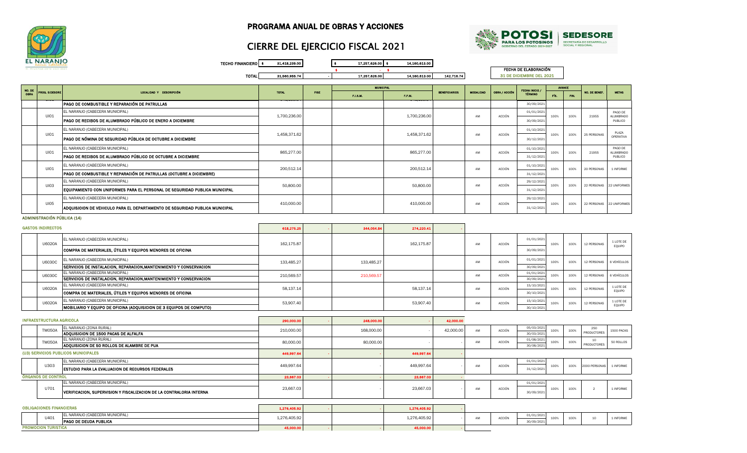# PROGRAMA ANUAL DE OBRAS Y ACCIONES

## CIERRE DEL EJERCICIO FISCAL 2021

| | TOTAL | FISE | F.I.S.M. | F.F.M. | BENEFICIARIOS |
|---|---|---|---|---|---|
| TECHO FINANCIERO | $ 31,418,239.00 | | $ 17,257,626.00 | $ 14,160,613.00 | |
| | | | $ - | $ - | |
| TOTAL | 31,560,955.74 | - | 17,257,626.00 | 14,160,613.00 | 142,716.74 |

FECHA DE ELABORACIÓN
31 DE DICIEMBRE DEL 2021

| NO. DE OBRA | PROG. SEDESORE | LOCALIDAD Y DESCRIPCIÓN | TOTAL | FISE | MUNICIPAL F.I.S.M. | MUNICIPAL F.F.M. | BENEFICIARIOS | MODALIDAD | OBRA / ACCIÓN | FECHA INICIO / TÉRMINO | AVANCE FÍS. | AVANCE FIN. | NO. DE BENEF. | METAS |
|---|---|---|---|---|---|---|---|---|---|---|---|---|---|---|
| | | PAGO DE COMBUSTIBLE Y REPARACIÓN DE PATRULLAS | | | | | | | | 30/09/2021 | | | | |
| | UI01 | EL NARANJO (CABECERA MUNICIPAL) PAGO DE RECIBOS DE ALUMBRADO PÚBLICO DE ENERO A DICIEMBRE | 1,700,236.00 | | | 1,700,236.00 | | AM | ACCIÓN | 01/01/2021 30/09/2021 | 100% | 100% | 21955 | PAGO DE ALUMBRADO PÚBLICO |
| | UI01 | EL NARANJO (CABECERA MUNICIPAL) PAGO DE NÓMINA DE SEGURIDAD PÚBLICA DE OCTUBRE A DICIEMBRE | 1,458,371.62 | | | 1,458,371.62 | | AM | ACCIÓN | 01/10/2021 30/12/2021 | 100% | 100% | 25 PERSONAS | PLAZA OPERATIVA |
| | UI01 | EL NARANJO (CABECERA MUNICIPAL) PAGO DE RECIBOS DE ALUMBRADO PÚBLICO DE OCTUBRE A DICIEMBRE | 865,277.00 | | | 865,277.00 | | AM | ACCIÓN | 01/10/2021 31/12/2021 | 100% | 100% | 21955 | PAGO DE ALUMBRADO PÚBLICO |
| | UI01 | EL NARANJO (CABECERA MUNICIPAL) PAGO DE COMBUSTIBLE Y REPARACIÓN DE PATRULLAS (OCTUBRE A DICIEMBRE) | 200,512.14 | | | 200,512.14 | | AM | ACCIÓN | 01/10/2021 31/12/2021 | 100% | 100% | 20 PERSONAS | 1 INFORME |
| | UI03 | EL NARANJO (CABECERA MUNICIPAL) EQUIPAMIENTO CON UNIFORMES PARA EL PERSONAL DE SEGURIDAD PUBLICA MUNICIPAL | 50,800.00 | | | 50,800.00 | | AM | ACCIÓN | 29/12/2021 31/12/2021 | 100% | 100% | 22 PERSONAS | 22 UNIFORMES |
| | UI05 | EL NARANJO (CABECERA MUNICIPAL) ADQUISICION DE VEHICULO PARA EL DEPARTAMENTO DE SEGURIDAD PUBLICA MUNICIPAL | 410,000.00 | | | 410,000.00 | | AM | ACCIÓN | 29/12/2021 31/12/2021 | 100% | 100% | 22 PERSONAS | 22 UNIFORMES |

### ADMINISTRACIÓN PÚBLICA (14)

| NO. DE OBRA | PROG. SEDESORE | LOCALIDAD Y DESCRIPCIÓN | TOTAL | FISE | F.I.S.M. | F.F.M. | BENEFICIARIOS | MODALIDAD | OBRA / ACCIÓN | FECHA INICIO / TÉRMINO | AVANCE FÍS. | AVANCE FIN. | NO. DE BENEF. | METAS |
|---|---|---|---|---|---|---|---|---|---|---|---|---|---|---|
| **GASTOS INDIRECTOS** | | | 618,275.25 | - | 344,054.84 | 274,220.41 | - | | | | | | | |
| | U6020A | EL NARANJO (CABECERA MUNICIPAL) COMPRA DE MATERIALES, ÚTILES Y EQUIPOS MENORES DE OFICINA | 162,175.87 | | | 162,175.87 | | AM | ACCIÓN | 01/01/2021 30/09/2021 | 100% | 100% | 12 PERSONAS | 1 LOTE DE EQUIPO |
| | U6030C | EL NARANJO (CABECERA MUNICIPAL) SERVICIOS DE INSTALACION, REPARACION,MANTENIMIENTO Y CONSERVACION | 133,485.27 | | 133,485.27 | | | AM | ACCIÓN | 01/01/2021 30/09/2021 | 100% | 100% | 12 PERSONAS | 6 VEHÍCULOS |
| | U6030C | EL NARANJO (CABECERA MUNICIPAL) SERVICIOS DE INSTALACION, REPARACION,MANTENIMIENTO Y CONSERVACION | 210,569.57 | | 210,569.57 | | | AM | ACCIÓN | 01/01/2021 30/09/2021 | 100% | 100% | 12 PERSONAS | 6 VEHÍCULOS |
| | U6020A | EL NARANJO (CABECERA MUNICIPAL) COMPRA DE MATERIALES, ÚTILES Y EQUIPOS MENORES DE OFICINA | 58,137.14 | | | 58,137.14 | | AM | ACCIÓN | 15/10/2021 30/10/2021 | 100% | 100% | 12 PERSONAS | 1 LOTE DE EQUIPO |
| | U6020A | EL NARANJO (CABECERA MUNICIPAL) MOBILIARIO Y EQUIPO DE OFICINA (ADQUISICION DE 3 EQUIPOS DE COMPUTO) | 53,907.40 | | | 53,907.40 | | AM | ACCIÓN | 15/10/2021 30/10/2021 | 100% | 100% | 12 PERSONAS | 1 LOTE DE EQUIPO |
| **INFRAESTRUCTURA AGRICOLA** | | | 290,000.00 | - | 248,000.00 | - | 42,000.00 | | | | | | | |
| | TM050A | EL NARANJO (ZONA RURAL) ADQUISICION DE 1500 PACAS DE ALFALFA | 210,000.00 | | 168,000.00 | - | 42,000.00 | AM | ACCIÓN | 05/03/2021 30/03/2021 | 100% | 100% | 250 PRODUCTORES | 1500 PACAS |
| | TM050A | EL NARANJO (ZONA RURAL) ADQUISICION DE 50 ROLLOS DE ALAMBRE DE PUA | 80,000.00 | | 80,000.00 | - | - | AM | ACCIÓN | 01/08/2021 30/08/2021 | 100% | 100% | 10 PRODUCTORES | 50 ROLLOS |
| **(U3) SERVICIOS PUBLICOS MUNICIPALES** | | | 449,997.64 | - | - | 449,997.64 | - | | | | | | | |
| | U303 | EL NARANJO (CABECERA MUNICIPAL) ESTUDIO PARA LA EVALUACION DE RECURSOS FEDERALES | 449,997.64 | | - | 449,997.64 | - | AM | ACCIÓN | 01/01/2021 31/12/2021 | 100% | 100% | 2000 PERSONAS | 1 INFORME |
| **ÓRGANOS DE CONTROL** | | | 23,667.03 | - | - | 23,667.03 | - | | | | | | | |
| | U701 | EL NARANJO (CABECERA MUNICIPAL) VERIFICACION, SUPERVISION Y FISCALIZACION DE LA CONTRALORIA INTERNA | 23,667.03 | | - | 23,667.03 | - | AM | ACCIÓN | 01/01/2021 30/09/2021 | 100% | 100% | 2 | 1 INFORME |
| **OBLIGACIONES FINANCIERAS** | | | 1,276,405.92 | - | - | 1,276,405.92 | - | | | | | | | |
| | U401 | EL NARANJO (CABECERA MUNICIPAL) PAGO DE DEUDA PUBLICA | 1,276,405.92 | | | 1,276,405.92 | - | AM | ACCIÓN | 01/01/2021 30/09/2021 | 100% | 100% | 10 | 1 INFORME |
| **PROMOCION TURISTICA** | | | 45,000.00 | - | - | 45,000.00 | - | | | | | | | |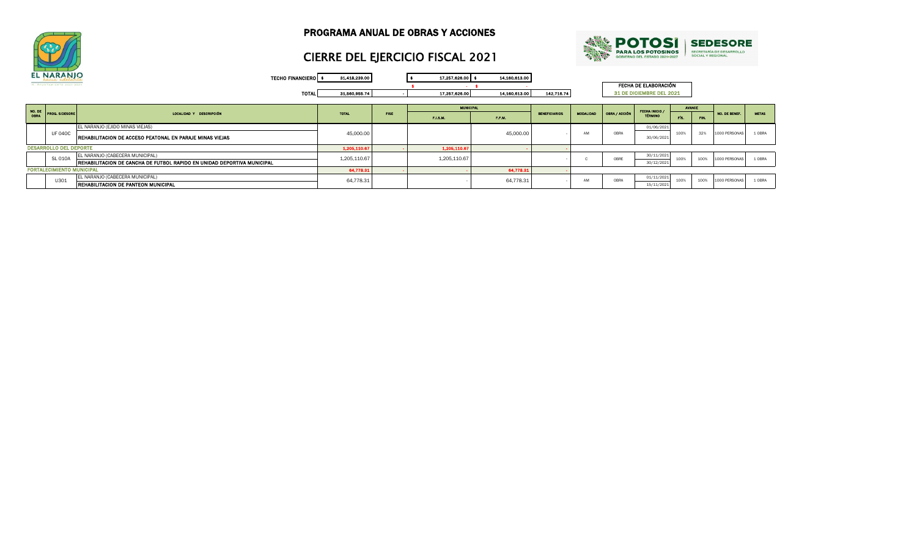# PROGRAMA ANUAL DE OBRAS Y ACCIONES

## CIERRE DEL EJERCICIO FISCAL 2021

| | | | | | |
|---|---|---|---|---|---|
| TECHO FINANCIERO | $ 31,418,239.00 | | $ 17,257,626.00 | $ 14,160,613.00 | |
| | | | $ - | $ - | |
| TOTAL | 31,560,955.74 | - | 17,257,626.00 | 14,160,613.00 | 142,716.74 |

FECHA DE ELABORACIÓN
31 DE DICIEMBRE DEL 2021

| NO. DE OBRA | PROG. SIDESORE | LOCALIDAD Y DESCRIPCIÓN | TOTAL | FISE | MUNICIPAL | | BENEFICIARIOS | MODALIDAD | OBRA / ACCIÓN | FECHA INICIO / TÉRMINO | AVANCE | | NO. DE BENEF. | METAS |
|---|---|---|---|---|---|---|---|---|---|---|---|---|---|---|
| | | | | | F.I.S.M. | F.F.M. | | | | | FÍS. | FIN. | | |
| | UF 040C | EL NARANJO (EJIDO MINAS VIEJAS)<br>**REHABILITACION DE ACCESO PEATONAL EN PARAJE MINAS VIEJAS** | 45,000.00 | | | 45,000.00 | - | AM | OBRA | 01/06/2021<br>30/06/2021 | 100% | 32% | 1000 PERSONAS | 1 OBRA |
| **DESARROLLO DEL DEPORTE** | | | **1,205,110.67** | - | **1,205,110.67** | - | - | | | | | | | |
| | SL 010A | EL NARANJO (CABECERA MUNICIPAL)<br>**REHABILITACION DE CANCHA DE FUTBOL RAPIDO EN UNIDAD DEPORTIVA MUNICIPAL** | 1,205,110.67 | | 1,205,110.67 | | - | C | OBRE | 30/11/2021<br>30/12/2021 | 100% | 100% | 1000 PERSONAS | 1 OBRA |
| **FORTALECIMIENTO MUNICIPAL** | | | **64,778.31** | - | - | **64,778.31** | - | | | | | | | |
| | U301 | EL NARANJO (CABECERA MUNICIPAL)<br>**REHABILITACION DE PANTEON MUNICIPAL** | 64,778.31 | | - | 64,778.31 | - | AM | OBRA | 01/11/2021<br>15/11/2021 | 100% | 100% | 1000 PERSONAS | 1 OBRA |